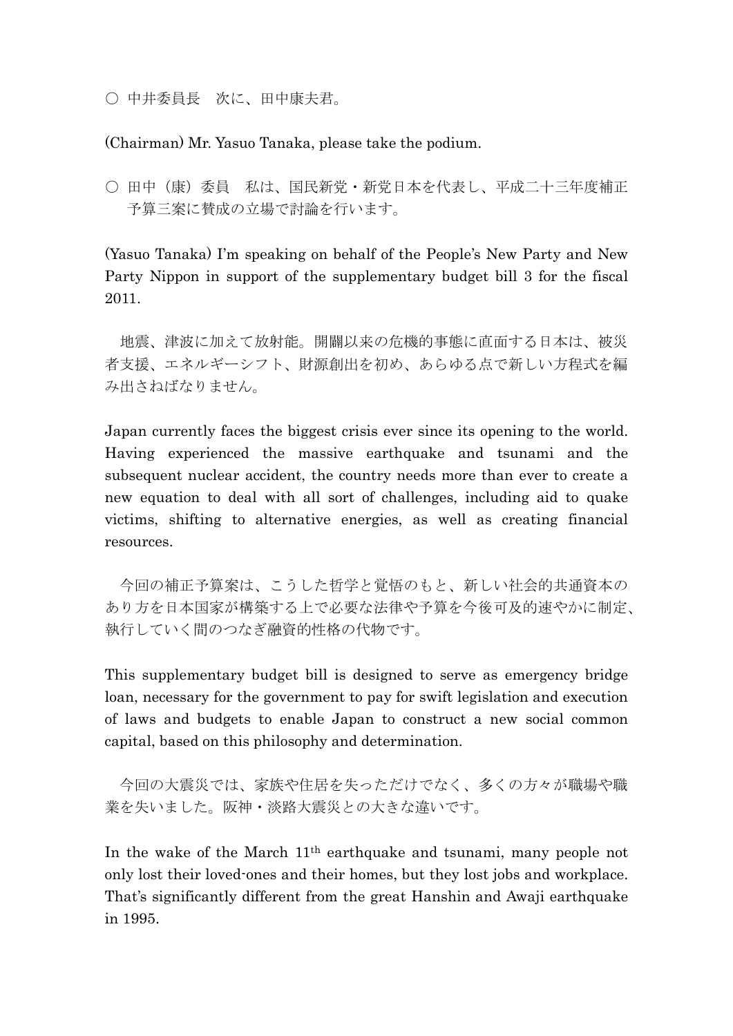○ 中井委員長　次に、田中康夫君。

(Chairman) Mr. Yasuo Tanaka, please take the podium.

○ 田中（康）委員　私は、国民新党・新党日本を代表し、平成二十三年度補正予算三案に賛成の立場で討論を行います。

(Yasuo Tanaka) I'm speaking on behalf of the People's New Party and New Party Nippon in support of the supplementary budget bill 3 for the fiscal 2011.

地震、津波に加えて放射能。開闢以来の危機的事態に直面する日本は、被災者支援、エネルギーシフト、財源創出を初め、あらゆる点で新しい方程式を編み出さねばなりません。

Japan currently faces the biggest crisis ever since its opening to the world. Having experienced the massive earthquake and tsunami and the subsequent nuclear accident, the country needs more than ever to create a new equation to deal with all sort of challenges, including aid to quake victims, shifting to alternative energies, as well as creating financial resources.

今回の補正予算案は、こうした哲学と覚悟のもと、新しい社会的共通資本のあり方を日本国家が構築する上で必要な法律や予算を今後可及的速やかに制定、執行していく間のつなぎ融資的性格の代物です。

This supplementary budget bill is designed to serve as emergency bridge loan, necessary for the government to pay for swift legislation and execution of laws and budgets to enable Japan to construct a new social common capital, based on this philosophy and determination.

今回の大震災では、家族や住居を失っただけでなく、多くの方々が職場や職業を失いました。阪神・淡路大震災との大きな違いです。

In the wake of the March 11th earthquake and tsunami, many people not only lost their loved-ones and their homes, but they lost jobs and workplace. That's significantly different from the great Hanshin and Awaji earthquake in 1995.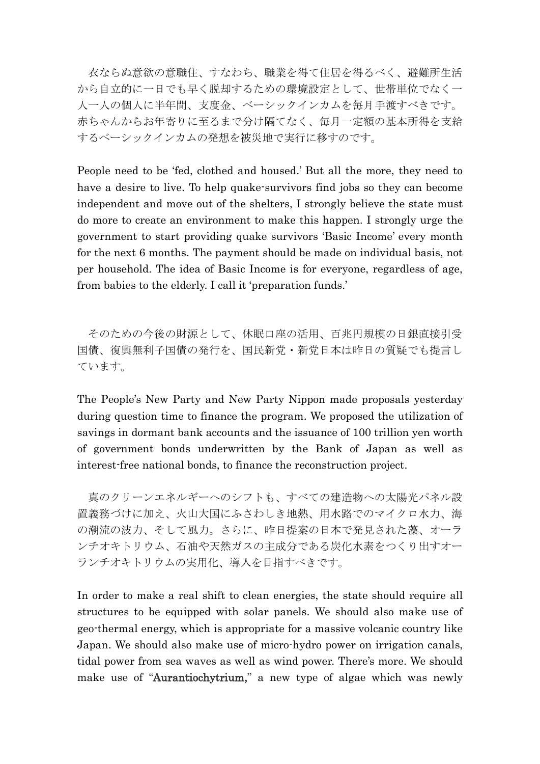衣ならぬ意欲の意職住、すなわち、職業を得て住居を得るべく、避難所生活から自立的に一日でも早く脱却するための環境設定として、世帯単位でなく一人一人の個人に半年間、支度金、ベーシックインカムを毎月手渡すべきです。赤ちゃんからお年寄りに至るまで分け隔てなく、毎月一定額の基本所得を支給するベーシックインカムの発想を被災地で実行に移すのです。

People need to be 'fed, clothed and housed.' But all the more, they need to have a desire to live. To help quake-survivors find jobs so they can become independent and move out of the shelters, I strongly believe the state must do more to create an environment to make this happen. I strongly urge the government to start providing quake survivors 'Basic Income' every month for the next 6 months. The payment should be made on individual basis, not per household. The idea of Basic Income is for everyone, regardless of age, from babies to the elderly. I call it 'preparation funds.'

そのための今後の財源として、休眠口座の活用、百兆円規模の日銀直接引受国債、復興無利子国債の発行を、国民新党・新党日本は昨日の質疑でも提言しています。

The People's New Party and New Party Nippon made proposals yesterday during question time to finance the program. We proposed the utilization of savings in dormant bank accounts and the issuance of 100 trillion yen worth of government bonds underwritten by the Bank of Japan as well as interest-free national bonds, to finance the reconstruction project.

真のクリーンエネルギーへのシフトも、すべての建造物への太陽光パネル設置義務づけに加え、火山大国にふさわしき地熱、用水路でのマイクロ水力、海の潮流の波力、そして風力。さらに、昨日提案の日本で発見された藻、オーランチオキトリウム、石油や天然ガスの主成分である炭化水素をつくり出すオーランチオキトリウムの実用化、導入を目指すべきです。

In order to make a real shift to clean energies, the state should require all structures to be equipped with solar panels. We should also make use of geo-thermal energy, which is appropriate for a massive volcanic country like Japan. We should also make use of micro-hydro power on irrigation canals, tidal power from sea waves as well as wind power. There's more. We should make use of "**Aurantiochytrium,**" a new type of algae which was newly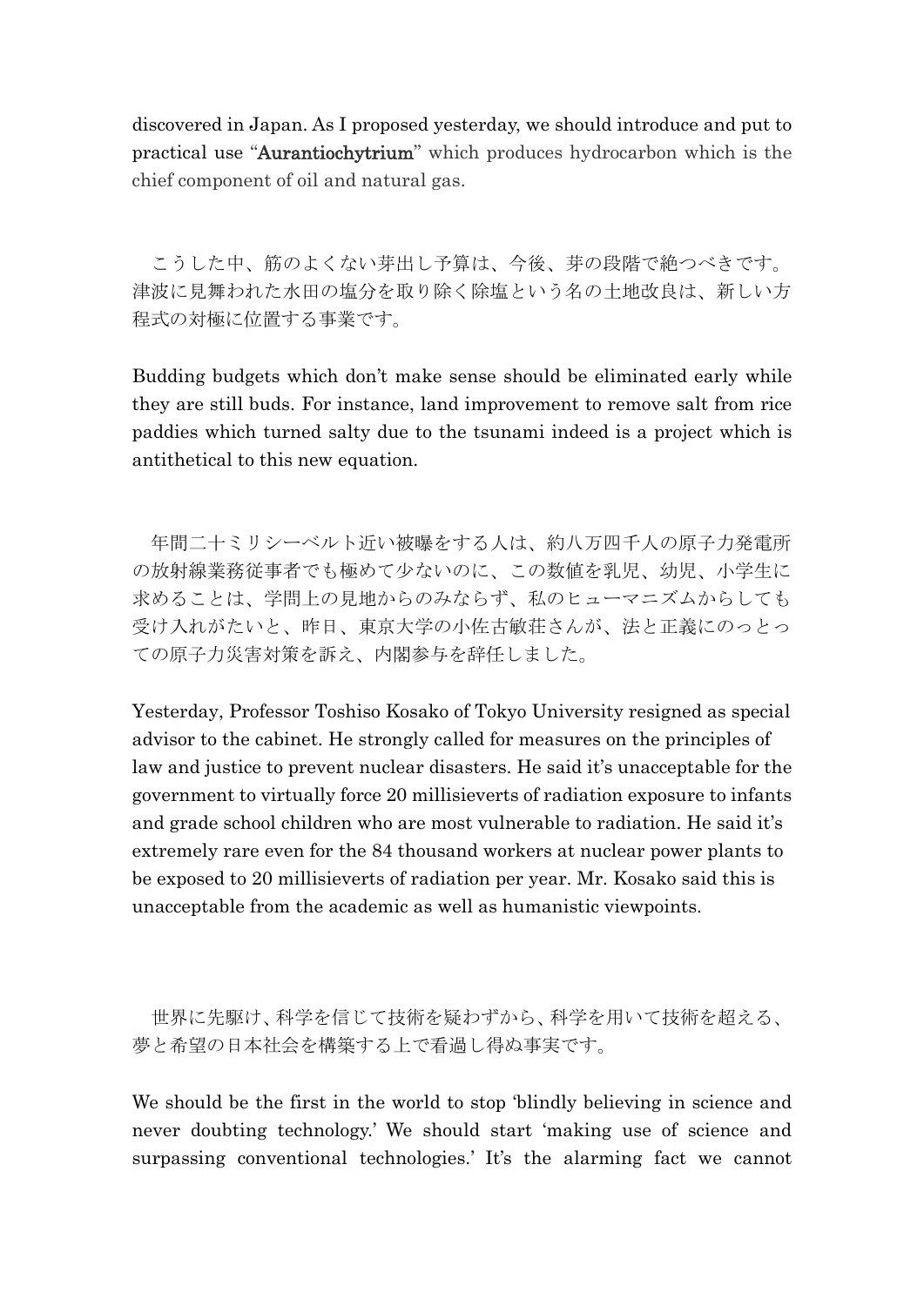discovered in Japan. As I proposed yesterday, we should introduce and put to practical use "**Aurantiochytrium**" which produces hydrocarbon which is the chief component of oil and natural gas.

こうした中、筋のよくない芽出し予算は、今後、芽の段階で絶つべきです。津波に見舞われた水田の塩分を取り除く除塩という名の土地改良は、新しい方程式の対極に位置する事業です。

Budding budgets which don't make sense should be eliminated early while they are still buds. For instance, land improvement to remove salt from rice paddies which turned salty due to the tsunami indeed is a project which is antithetical to this new equation.

年間二十ミリシーベルト近い被曝をする人は、約八万四千人の原子力発電所の放射線業務従事者でも極めて少ないのに、この数値を乳児、幼児、小学生に求めることは、学問上の見地からのみならず、私のヒューマニズムからしても受け入れがたいと、昨日、東京大学の小佐古敏荘さんが、法と正義にのっとっての原子力災害対策を訴え、内閣参与を辞任しました。

Yesterday, Professor Toshiso Kosako of Tokyo University resigned as special advisor to the cabinet. He strongly called for measures on the principles of law and justice to prevent nuclear disasters. He said it's unacceptable for the government to virtually force 20 millisieverts of radiation exposure to infants and grade school children who are most vulnerable to radiation. He said it's extremely rare even for the 84 thousand workers at nuclear power plants to be exposed to 20 millisieverts of radiation per year. Mr. Kosako said this is unacceptable from the academic as well as humanistic viewpoints.

世界に先駆け、科学を信じて技術を疑わずから、科学を用いて技術を超える、夢と希望の日本社会を構築する上で看過し得ぬ事実です。

We should be the first in the world to stop 'blindly believing in science and never doubting technology.' We should start 'making use of science and surpassing conventional technologies.' It's the alarming fact we cannot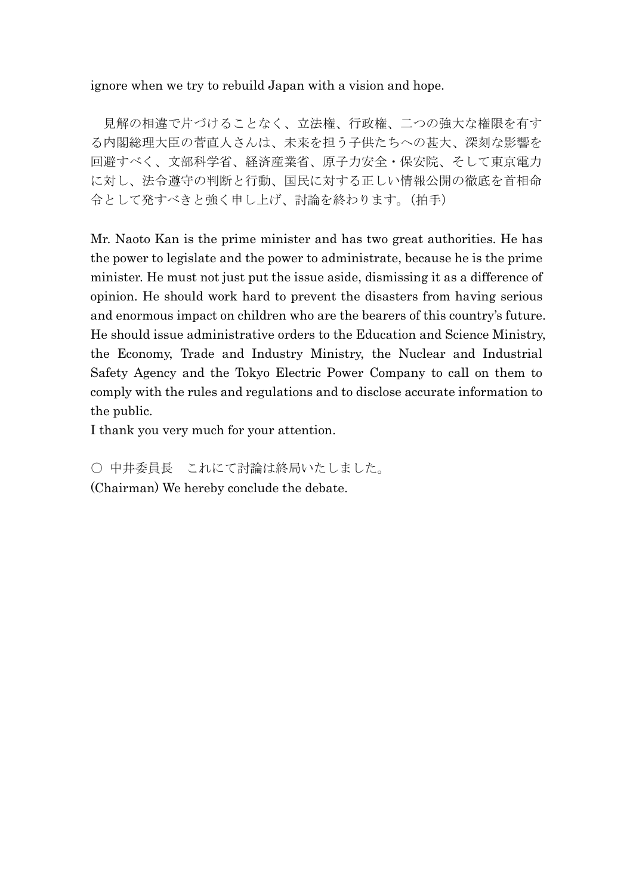ignore when we try to rebuild Japan with a vision and hope.

　見解の相違で片づけることなく、立法権、行政権、二つの強大な権限を有する内閣総理大臣の菅直人さんは、未来を担う子供たちへの甚大、深刻な影響を回避すべく、文部科学省、経済産業省、原子力安全・保安院、そして東京電力に対し、法令遵守の判断と行動、国民に対する正しい情報公開の徹底を首相命令として発すべきと強く申し上げ、討論を終わります。（拍手）

Mr. Naoto Kan is the prime minister and has two great authorities. He has the power to legislate and the power to administrate, because he is the prime minister. He must not just put the issue aside, dismissing it as a difference of opinion. He should work hard to prevent the disasters from having serious and enormous impact on children who are the bearers of this country's future. He should issue administrative orders to the Education and Science Ministry, the Economy, Trade and Industry Ministry, the Nuclear and Industrial Safety Agency and the Tokyo Electric Power Company to call on them to comply with the rules and regulations and to disclose accurate information to the public.
I thank you very much for your attention.

○ 中井委員長　これにて討論は終局いたしました。
(Chairman) We hereby conclude the debate.